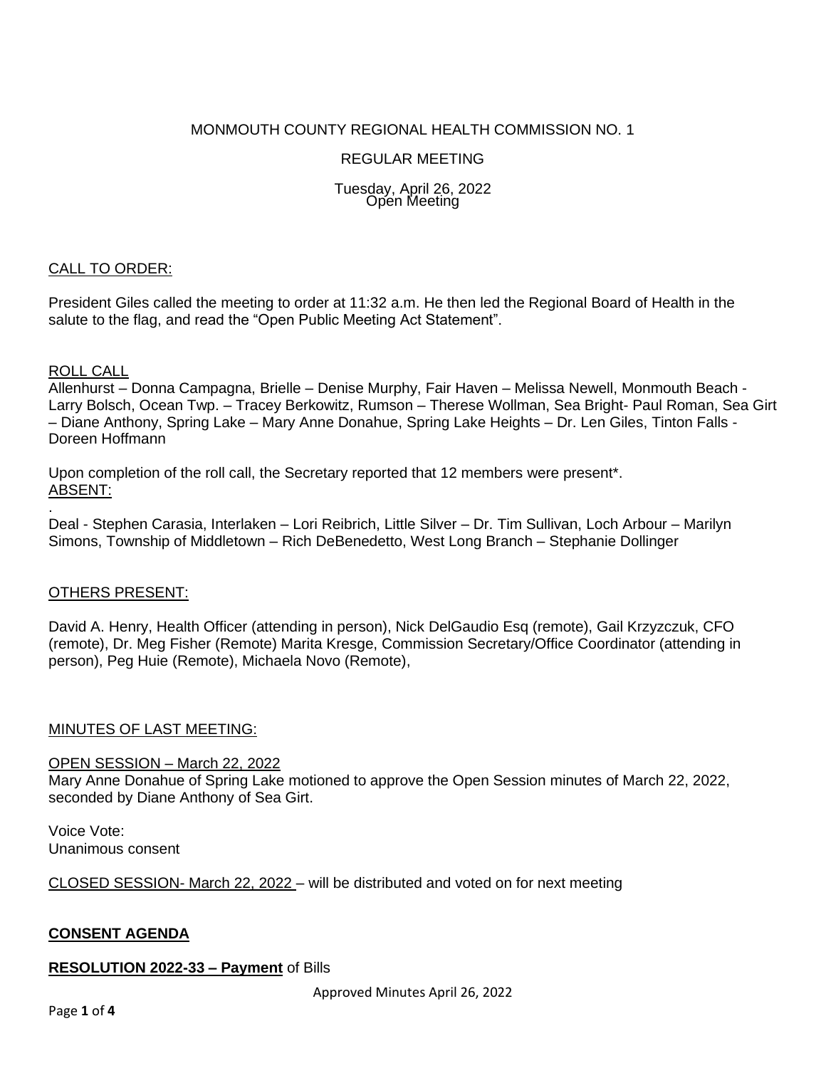MONMOUTH COUNTY REGIONAL HEALTH COMMISSION NO. 1

REGULAR MEETING

Tuesday, April 26, 2022
Open Meeting

CALL TO ORDER:

President Giles called the meeting to order at 11:32 a.m. He then led the Regional Board of Health in the salute to the flag, and read the "Open Public Meeting Act Statement".

ROLL CALL

Allenhurst – Donna Campagna, Brielle – Denise Murphy, Fair Haven – Melissa Newell, Monmouth Beach - Larry Bolsch, Ocean Twp. – Tracey Berkowitz, Rumson – Therese Wollman, Sea Bright- Paul Roman, Sea Girt – Diane Anthony, Spring Lake – Mary Anne Donahue, Spring Lake Heights – Dr. Len Giles, Tinton Falls - Doreen Hoffmann

Upon completion of the roll call, the Secretary reported that 12 members were present*.

ABSENT:

.

Deal - Stephen Carasia, Interlaken – Lori Reibrich, Little Silver – Dr. Tim Sullivan, Loch Arbour – Marilyn Simons, Township of Middletown – Rich DeBenedetto, West Long Branch – Stephanie Dollinger

OTHERS PRESENT:

David A. Henry, Health Officer (attending in person), Nick DelGaudio Esq (remote), Gail Krzyzczuk, CFO (remote), Dr. Meg Fisher (Remote) Marita Kresge, Commission Secretary/Office Coordinator (attending in person), Peg Huie (Remote), Michaela Novo (Remote),

MINUTES OF LAST MEETING:

OPEN SESSION – March 22, 2022

Mary Anne Donahue of Spring Lake motioned to approve the Open Session minutes of March 22, 2022, seconded by Diane Anthony of Sea Girt.

Voice Vote:
Unanimous consent

CLOSED SESSION- March 22, 2022 – will be distributed and voted on for next meeting

**CONSENT AGENDA**

**RESOLUTION 2022-33 – Payment** of Bills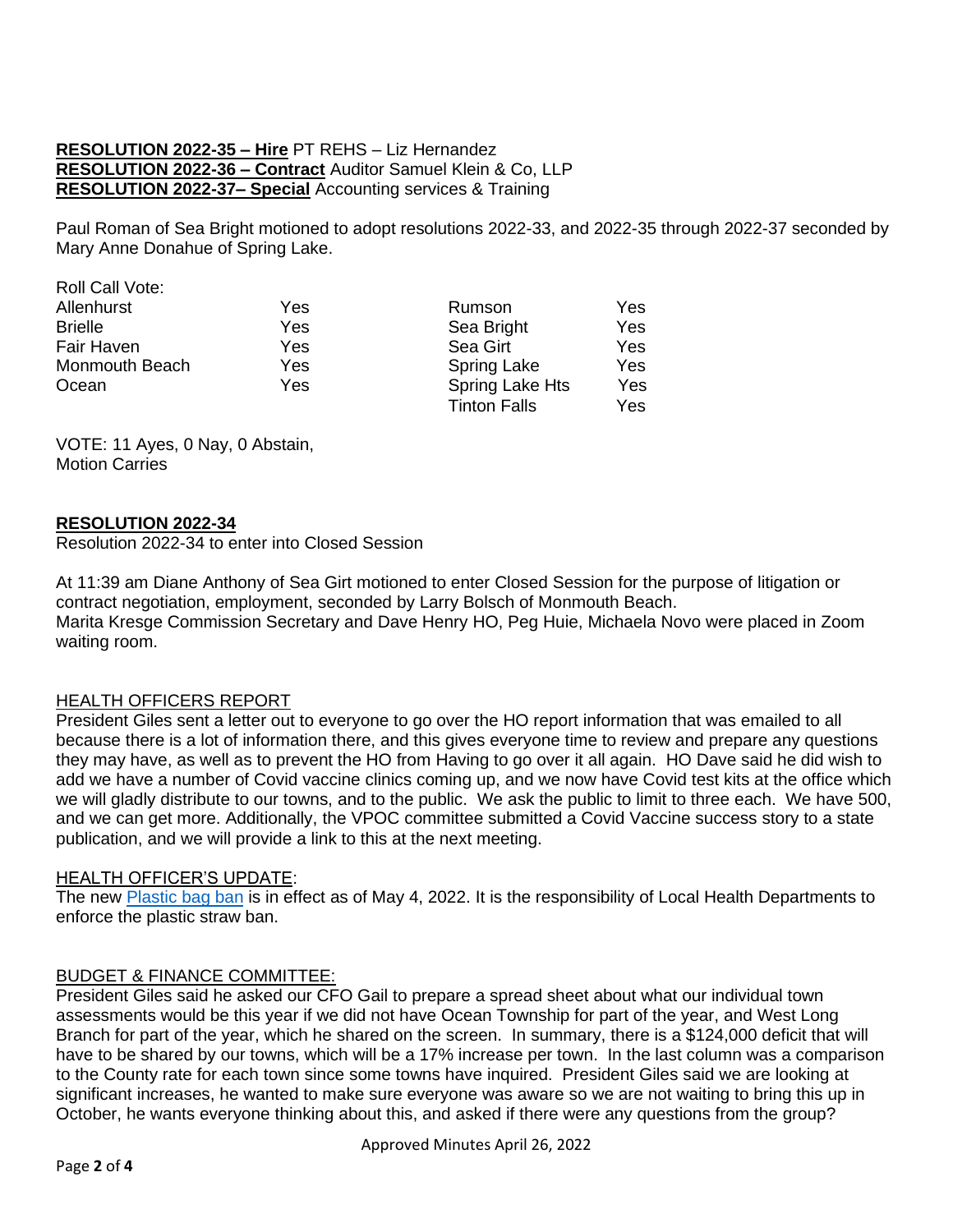**RESOLUTION 2022-35 – Hire** PT REHS – Liz Hernandez
**RESOLUTION 2022-36 – Contract** Auditor Samuel Klein & Co, LLP
**RESOLUTION 2022-37– Special** Accounting services & Training

Paul Roman of Sea Bright motioned to adopt resolutions 2022-33, and 2022-35 through 2022-37 seconded by Mary Anne Donahue of Spring Lake.

Roll Call Vote:

| | | | |
|---|---|---|---|
| Allenhurst | Yes | Rumson | Yes |
| Brielle | Yes | Sea Bright | Yes |
| Fair Haven | Yes | Sea Girt | Yes |
| Monmouth Beach | Yes | Spring Lake | Yes |
| Ocean | Yes | Spring Lake Hts | Yes |
| | | Tinton Falls | Yes |

VOTE: 11 Ayes, 0 Nay, 0 Abstain,
Motion Carries

**RESOLUTION 2022-34**

Resolution 2022-34 to enter into Closed Session

At 11:39 am Diane Anthony of Sea Girt motioned to enter Closed Session for the purpose of litigation or contract negotiation, employment, seconded by Larry Bolsch of Monmouth Beach.
Marita Kresge Commission Secretary and Dave Henry HO, Peg Huie, Michaela Novo were placed in Zoom waiting room.

HEALTH OFFICERS REPORT

President Giles sent a letter out to everyone to go over the HO report information that was emailed to all because there is a lot of information there, and this gives everyone time to review and prepare any questions they may have, as well as to prevent the HO from Having to go over it all again. HO Dave said he did wish to add we have a number of Covid vaccine clinics coming up, and we now have Covid test kits at the office which we will gladly distribute to our towns, and to the public. We ask the public to limit to three each. We have 500, and we can get more. Additionally, the VPOC committee submitted a Covid Vaccine success story to a state publication, and we will provide a link to this at the next meeting.

HEALTH OFFICER'S UPDATE:

The new Plastic bag ban is in effect as of May 4, 2022. It is the responsibility of Local Health Departments to enforce the plastic straw ban.

BUDGET & FINANCE COMMITTEE:

President Giles said he asked our CFO Gail to prepare a spread sheet about what our individual town assessments would be this year if we did not have Ocean Township for part of the year, and West Long Branch for part of the year, which he shared on the screen. In summary, there is a $124,000 deficit that will have to be shared by our towns, which will be a 17% increase per town. In the last column was a comparison to the County rate for each town since some towns have inquired. President Giles said we are looking at significant increases, he wanted to make sure everyone was aware so we are not waiting to bring this up in October, he wants everyone thinking about this, and asked if there were any questions from the group?

Approved Minutes April 26, 2022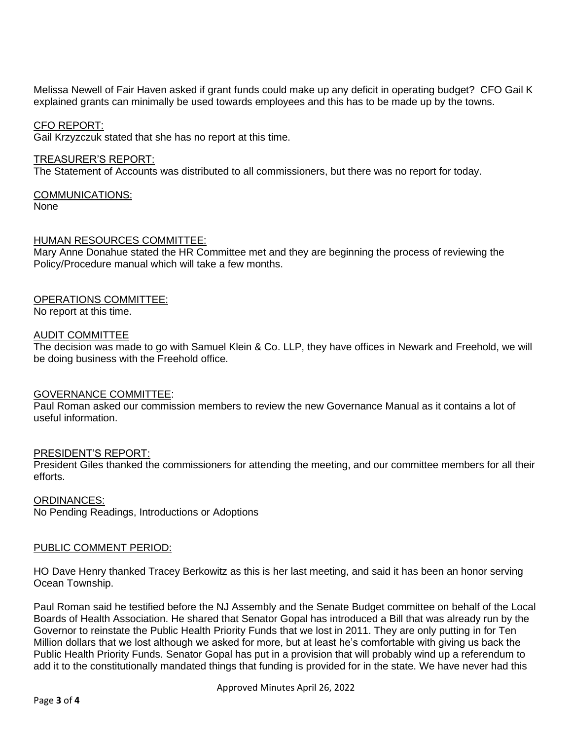Melissa Newell of Fair Haven asked if grant funds could make up any deficit in operating budget? CFO Gail K explained grants can minimally be used towards employees and this has to be made up by the towns.

<u>CFO REPORT:</u>
Gail Krzyzczuk stated that she has no report at this time.

<u>TREASURER'S REPORT:</u>
The Statement of Accounts was distributed to all commissioners, but there was no report for today.

<u>COMMUNICATIONS:</u>
None

<u>HUMAN RESOURCES COMMITTEE:</u>
Mary Anne Donahue stated the HR Committee met and they are beginning the process of reviewing the Policy/Procedure manual which will take a few months.

<u>OPERATIONS COMMITTEE:</u>
No report at this time.

<u>AUDIT COMMITTEE</u>
The decision was made to go with Samuel Klein & Co. LLP, they have offices in Newark and Freehold, we will be doing business with the Freehold office.

<u>GOVERNANCE COMMITTEE</u>:
Paul Roman asked our commission members to review the new Governance Manual as it contains a lot of useful information.

<u>PRESIDENT'S REPORT:</u>
President Giles thanked the commissioners for attending the meeting, and our committee members for all their efforts.

<u>ORDINANCES:</u>
No Pending Readings, Introductions or Adoptions

<u>PUBLIC COMMENT PERIOD:</u>

HO Dave Henry thanked Tracey Berkowitz as this is her last meeting, and said it has been an honor serving Ocean Township.

Paul Roman said he testified before the NJ Assembly and the Senate Budget committee on behalf of the Local Boards of Health Association. He shared that Senator Gopal has introduced a Bill that was already run by the Governor to reinstate the Public Health Priority Funds that we lost in 2011. They are only putting in for Ten Million dollars that we lost although we asked for more, but at least he's comfortable with giving us back the Public Health Priority Funds. Senator Gopal has put in a provision that will probably wind up a referendum to add it to the constitutionally mandated things that funding is provided for in the state. We have never had this

Approved Minutes April 26, 2022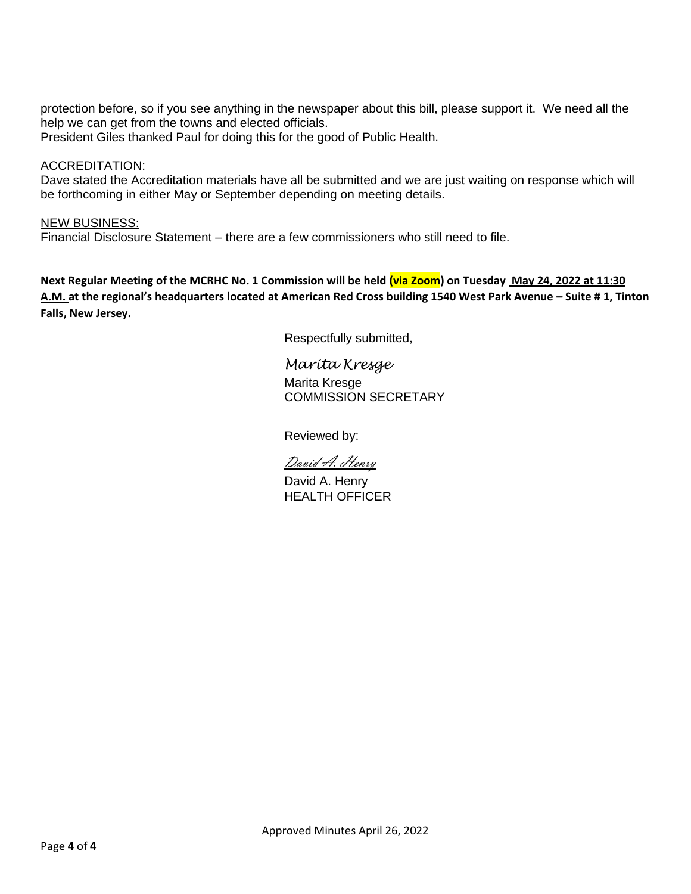protection before, so if you see anything in the newspaper about this bill, please support it. We need all the help we can get from the towns and elected officials.
President Giles thanked Paul for doing this for the good of Public Health.

ACCREDITATION:
Dave stated the Accreditation materials have all be submitted and we are just waiting on response which will be forthcoming in either May or September depending on meeting details.

NEW BUSINESS:
Financial Disclosure Statement – there are a few commissioners who still need to file.

**Next Regular Meeting of the MCRHC No. 1 Commission will be held (via Zoom) on Tuesday May 24, 2022 at 11:30 A.M. at the regional's headquarters located at American Red Cross building 1540 West Park Avenue – Suite # 1, Tinton Falls, New Jersey.**

Respectfully submitted,

*Marita Kresge*
Marita Kresge
COMMISSION SECRETARY

Reviewed by:

*David A. Henry*
David A. Henry
HEALTH OFFICER

Approved Minutes April 26, 2022